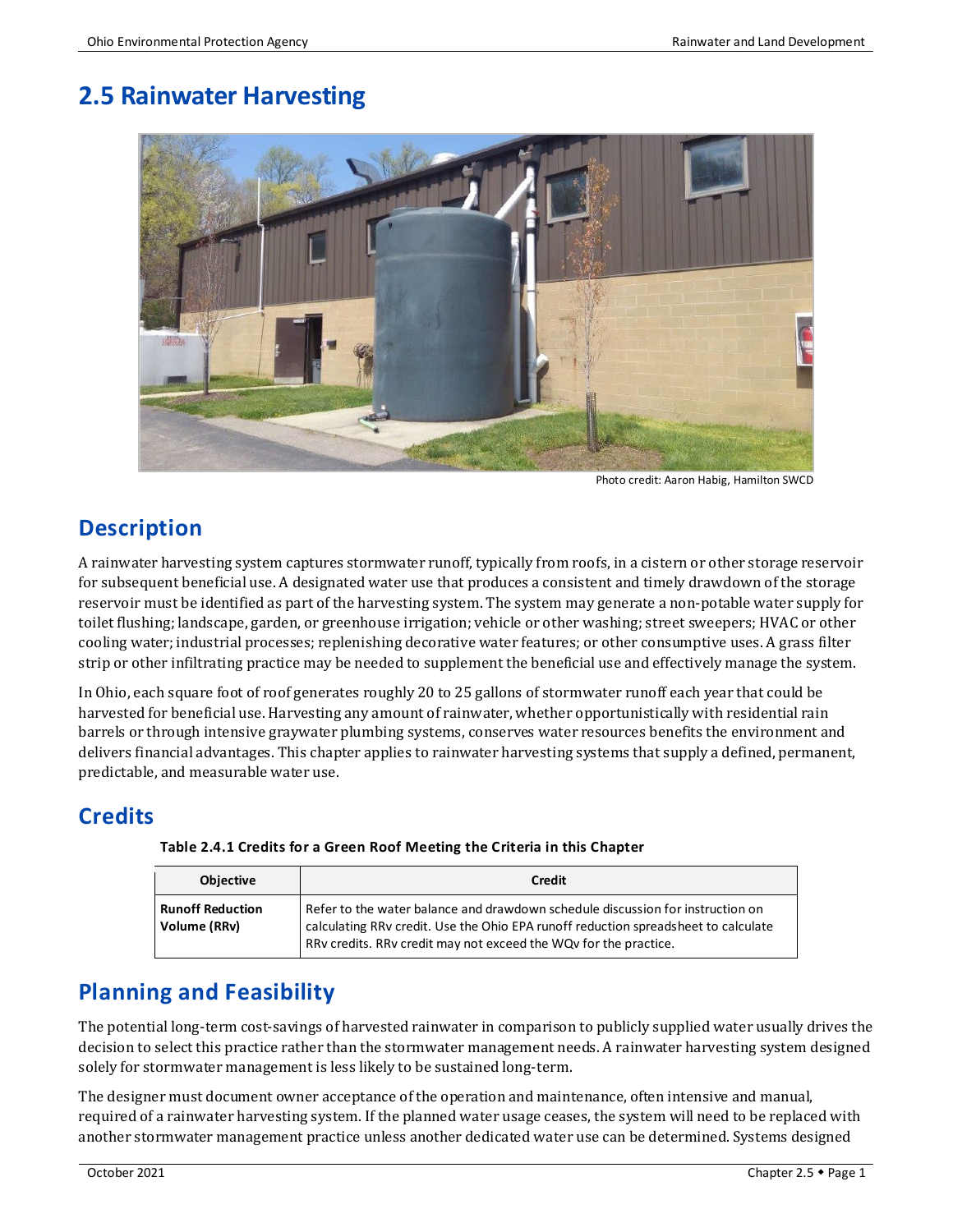# 2.5 Rainwater Harvesting

Photo credit: Aaron Habig, Hamilton SWCD

## Description

A rainwater harvesting system captures stormwater runoff, typically from roofs, in a cistern or other storage reservoir for subsequent beneficial use. A designated water use that produces a consistent and timely drawdown of the storage reservoir must be identified as part of the harvesting system. The system may generate a non-potable water supply for toilet flushing; landscape, garden, or greenhouse irrigation; vehicle or other washing; street sweepers; HVAC or other cooling water; industrial processes; replenishing decorative water features; or other consumptive uses. A grass filter strip or other infiltrating practice may be needed to supplement the beneficial use and effectively manage the system.

In Ohio, each square foot of roof generates roughly 20 to 25 gallons of stormwater runoff each year that could be harvested for beneficial use. Harvesting any amount of rainwater, whether opportunistically with residential rain barrels or through intensive graywater plumbing systems, conserves water resources benefits the environment and delivers financial advantages. This chapter applies to rainwater harvesting systems that supply a defined, permanent, predictable, and measurable water use.

## Credits

**Table 2.4.1 Credits for a Green Roof Meeting the Criteria in this Chapter**

| Objective | Credit |
|---|---|
| **Runoff Reduction Volume (RRv)** | Refer to the water balance and drawdown schedule discussion for instruction on calculating RRv credit. Use the Ohio EPA runoff reduction spreadsheet to calculate RRv credits. RRv credit may not exceed the WQv for the practice. |

## Planning and Feasibility

The potential long-term cost-savings of harvested rainwater in comparison to publicly supplied water usually drives the decision to select this practice rather than the stormwater management needs. A rainwater harvesting system designed solely for stormwater management is less likely to be sustained long-term.

The designer must document owner acceptance of the operation and maintenance, often intensive and manual, required of a rainwater harvesting system. If the planned water usage ceases, the system will need to be replaced with another stormwater management practice unless another dedicated water use can be determined. Systems designed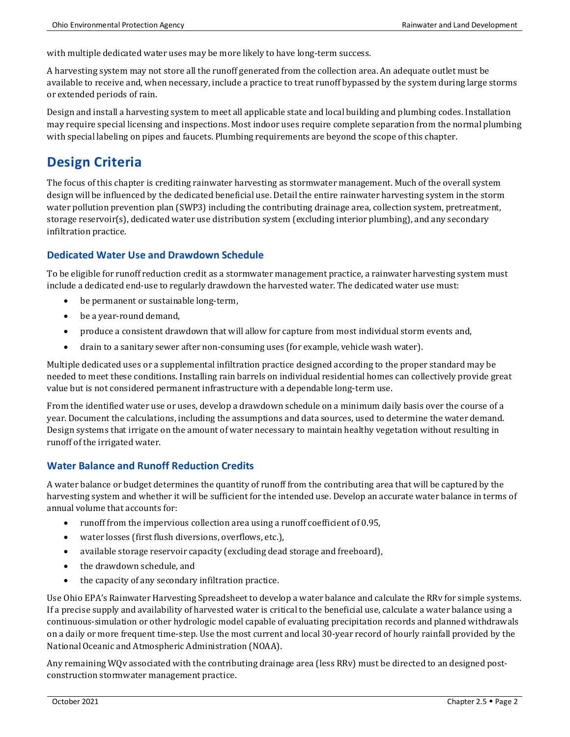with multiple dedicated water uses may be more likely to have long-term success.

A harvesting system may not store all the runoff generated from the collection area. An adequate outlet must be available to receive and, when necessary, include a practice to treat runoff bypassed by the system during large storms or extended periods of rain.

Design and install a harvesting system to meet all applicable state and local building and plumbing codes. Installation may require special licensing and inspections. Most indoor uses require complete separation from the normal plumbing with special labeling on pipes and faucets. Plumbing requirements are beyond the scope of this chapter.

# Design Criteria

The focus of this chapter is crediting rainwater harvesting as stormwater management. Much of the overall system design will be influenced by the dedicated beneficial use. Detail the entire rainwater harvesting system in the storm water pollution prevention plan (SWP3) including the contributing drainage area, collection system, pretreatment, storage reservoir(s), dedicated water use distribution system (excluding interior plumbing), and any secondary infiltration practice.

## Dedicated Water Use and Drawdown Schedule

To be eligible for runoff reduction credit as a stormwater management practice, a rainwater harvesting system must include a dedicated end-use to regularly drawdown the harvested water. The dedicated water use must:

- be permanent or sustainable long-term,
- be a year-round demand,
- produce a consistent drawdown that will allow for capture from most individual storm events and,
- drain to a sanitary sewer after non-consuming uses (for example, vehicle wash water).

Multiple dedicated uses or a supplemental infiltration practice designed according to the proper standard may be needed to meet these conditions. Installing rain barrels on individual residential homes can collectively provide great value but is not considered permanent infrastructure with a dependable long-term use.

From the identified water use or uses, develop a drawdown schedule on a minimum daily basis over the course of a year. Document the calculations, including the assumptions and data sources, used to determine the water demand. Design systems that irrigate on the amount of water necessary to maintain healthy vegetation without resulting in runoff of the irrigated water.

## Water Balance and Runoff Reduction Credits

A water balance or budget determines the quantity of runoff from the contributing area that will be captured by the harvesting system and whether it will be sufficient for the intended use. Develop an accurate water balance in terms of annual volume that accounts for:

- runoff from the impervious collection area using a runoff coefficient of 0.95,
- water losses (first flush diversions, overflows, etc.),
- available storage reservoir capacity (excluding dead storage and freeboard),
- the drawdown schedule, and
- the capacity of any secondary infiltration practice.

Use Ohio EPA's Rainwater Harvesting Spreadsheet to develop a water balance and calculate the RRv for simple systems. If a precise supply and availability of harvested water is critical to the beneficial use, calculate a water balance using a continuous-simulation or other hydrologic model capable of evaluating precipitation records and planned withdrawals on a daily or more frequent time-step. Use the most current and local 30-year record of hourly rainfall provided by the National Oceanic and Atmospheric Administration (NOAA).

Any remaining WQv associated with the contributing drainage area (less RRv) must be directed to an designed post-construction stormwater management practice.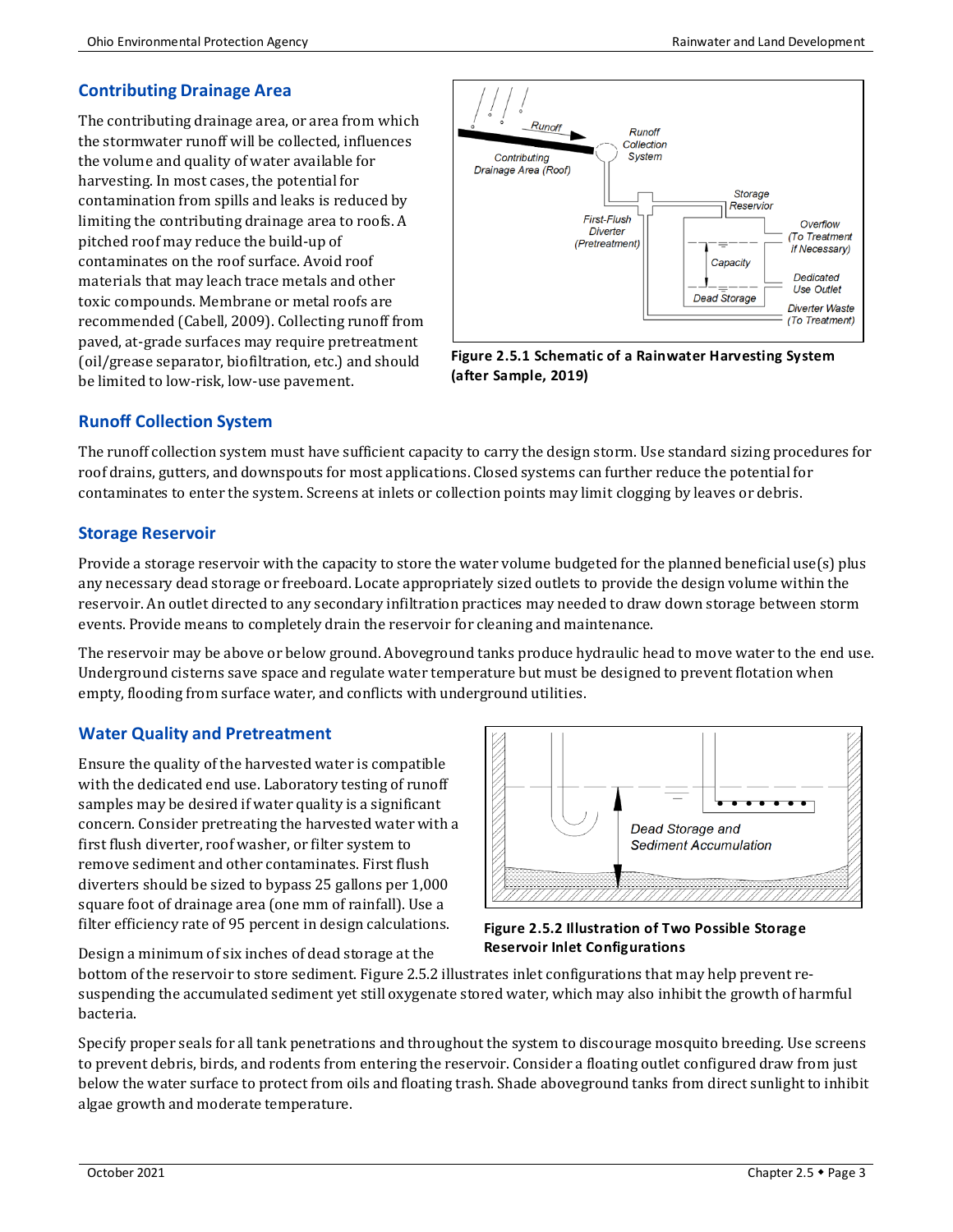## Contributing Drainage Area

The contributing drainage area, or area from which the stormwater runoff will be collected, influences the volume and quality of water available for harvesting. In most cases, the potential for contamination from spills and leaks is reduced by limiting the contributing drainage area to roofs. A pitched roof may reduce the build-up of contaminates on the roof surface. Avoid roof materials that may leach trace metals and other toxic compounds. Membrane or metal roofs are recommended (Cabell, 2009). Collecting runoff from paved, at-grade surfaces may require pretreatment (oil/grease separator, biofiltration, etc.) and should be limited to low-risk, low-use pavement.

**Figure 2.5.1 Schematic of a Rainwater Harvesting System (after Sample, 2019)**

## Runoff Collection System

The runoff collection system must have sufficient capacity to carry the design storm. Use standard sizing procedures for roof drains, gutters, and downspouts for most applications. Closed systems can further reduce the potential for contaminates to enter the system. Screens at inlets or collection points may limit clogging by leaves or debris.

## Storage Reservoir

Provide a storage reservoir with the capacity to store the water volume budgeted for the planned beneficial use(s) plus any necessary dead storage or freeboard. Locate appropriately sized outlets to provide the design volume within the reservoir. An outlet directed to any secondary infiltration practices may needed to draw down storage between storm events. Provide means to completely drain the reservoir for cleaning and maintenance.

The reservoir may be above or below ground. Aboveground tanks produce hydraulic head to move water to the end use. Underground cisterns save space and regulate water temperature but must be designed to prevent flotation when empty, flooding from surface water, and conflicts with underground utilities.

## Water Quality and Pretreatment

Ensure the quality of the harvested water is compatible with the dedicated end use. Laboratory testing of runoff samples may be desired if water quality is a significant concern. Consider pretreating the harvested water with a first flush diverter, roof washer, or filter system to remove sediment and other contaminates. First flush diverters should be sized to bypass 25 gallons per 1,000 square foot of drainage area (one mm of rainfall). Use a filter efficiency rate of 95 percent in design calculations.

**Figure 2.5.2 Illustration of Two Possible Storage Reservoir Inlet Configurations**

Design a minimum of six inches of dead storage at the bottom of the reservoir to store sediment. Figure 2.5.2 illustrates inlet configurations that may help prevent re-suspending the accumulated sediment yet still oxygenate stored water, which may also inhibit the growth of harmful bacteria.

Specify proper seals for all tank penetrations and throughout the system to discourage mosquito breeding. Use screens to prevent debris, birds, and rodents from entering the reservoir. Consider a floating outlet configured draw from just below the water surface to protect from oils and floating trash. Shade aboveground tanks from direct sunlight to inhibit algae growth and moderate temperature.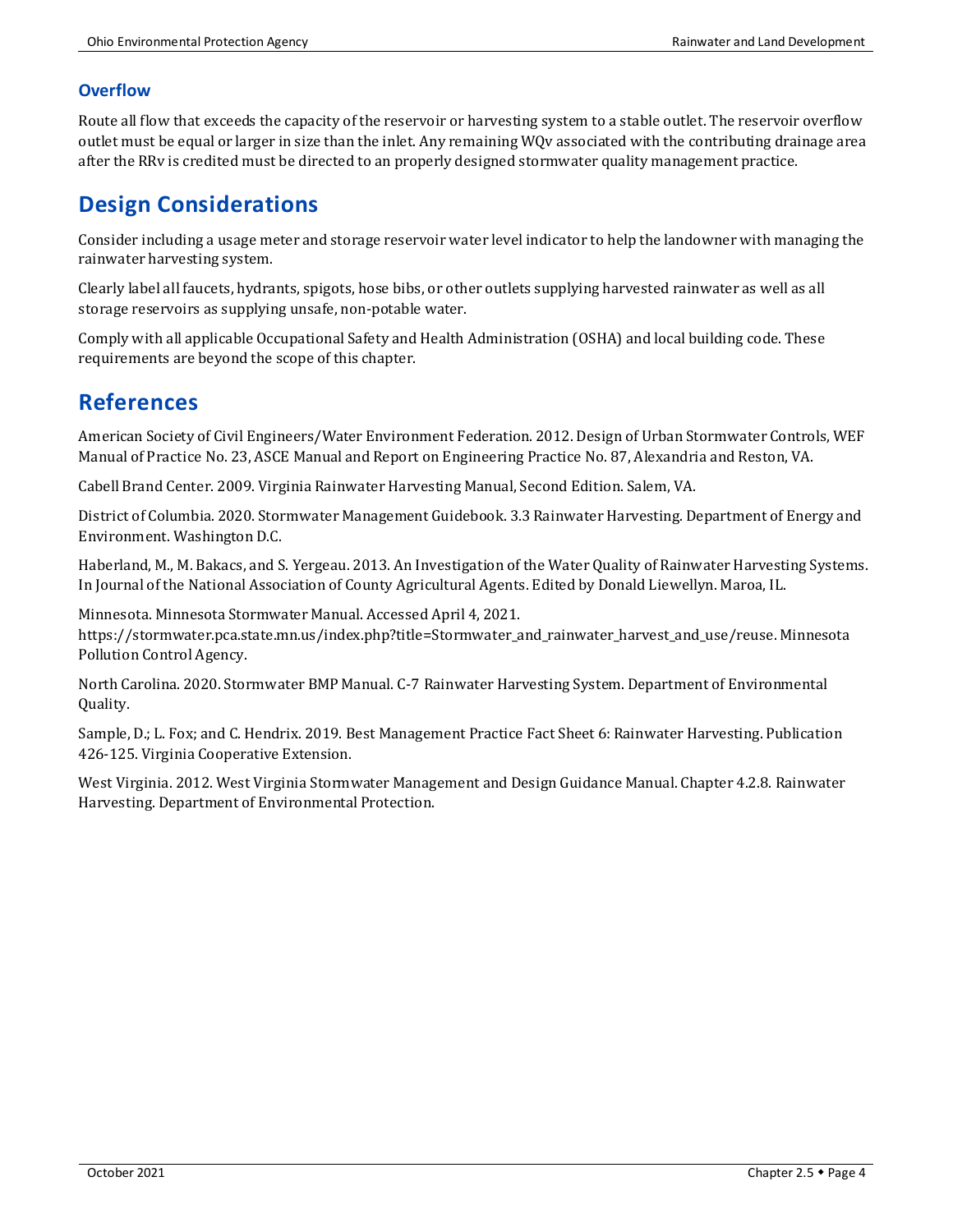### Overflow

Route all flow that exceeds the capacity of the reservoir or harvesting system to a stable outlet. The reservoir overflow outlet must be equal or larger in size than the inlet. Any remaining WQv associated with the contributing drainage area after the RRv is credited must be directed to an properly designed stormwater quality management practice.

## Design Considerations

Consider including a usage meter and storage reservoir water level indicator to help the landowner with managing the rainwater harvesting system.

Clearly label all faucets, hydrants, spigots, hose bibs, or other outlets supplying harvested rainwater as well as all storage reservoirs as supplying unsafe, non-potable water.

Comply with all applicable Occupational Safety and Health Administration (OSHA) and local building code. These requirements are beyond the scope of this chapter.

## References

American Society of Civil Engineers/Water Environment Federation. 2012. Design of Urban Stormwater Controls, WEF Manual of Practice No. 23, ASCE Manual and Report on Engineering Practice No. 87, Alexandria and Reston, VA.

Cabell Brand Center. 2009. Virginia Rainwater Harvesting Manual, Second Edition. Salem, VA.

District of Columbia. 2020. Stormwater Management Guidebook. 3.3 Rainwater Harvesting. Department of Energy and Environment. Washington D.C.

Haberland, M., M. Bakacs, and S. Yergeau. 2013. An Investigation of the Water Quality of Rainwater Harvesting Systems. In Journal of the National Association of County Agricultural Agents. Edited by Donald Liewellyn. Maroa, IL.

Minnesota. Minnesota Stormwater Manual. Accessed April 4, 2021. https://stormwater.pca.state.mn.us/index.php?title=Stormwater_and_rainwater_harvest_and_use/reuse. Minnesota Pollution Control Agency.

North Carolina. 2020. Stormwater BMP Manual. C-7 Rainwater Harvesting System. Department of Environmental Quality.

Sample, D.; L. Fox; and C. Hendrix. 2019. Best Management Practice Fact Sheet 6: Rainwater Harvesting. Publication 426-125. Virginia Cooperative Extension.

West Virginia. 2012. West Virginia Stormwater Management and Design Guidance Manual. Chapter 4.2.8. Rainwater Harvesting. Department of Environmental Protection.